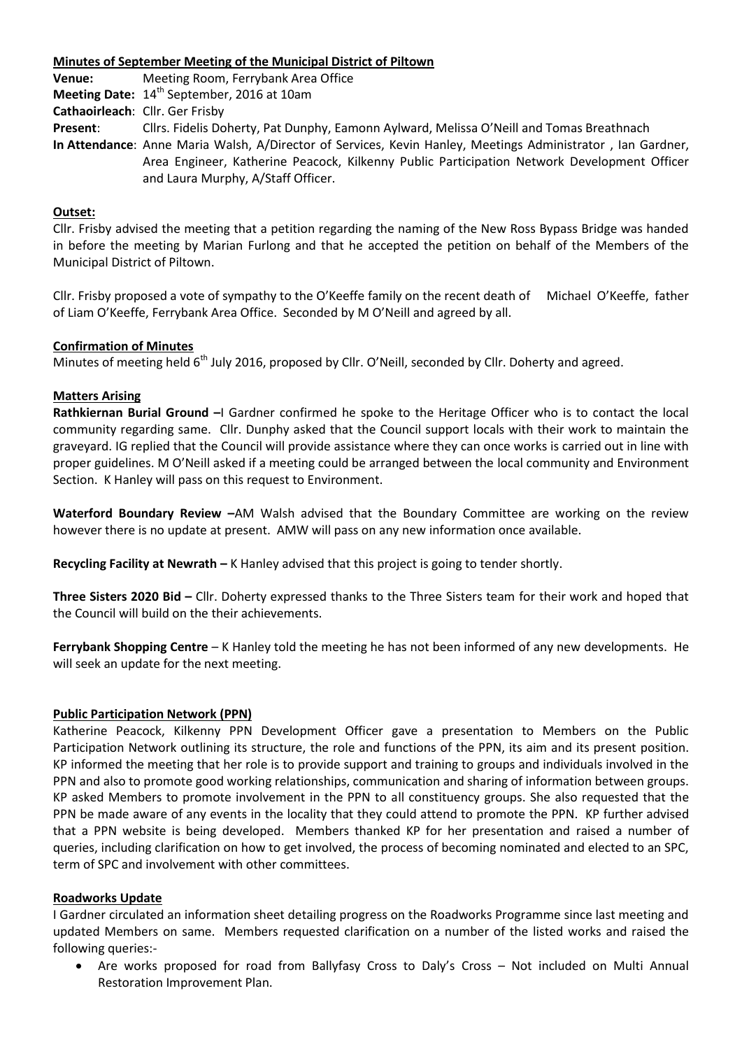**Minutes of September Meeting of the Municipal District of Piltown**

**Venue:** Meeting Room, Ferrybank Area Office

**Meeting Date:** 14th September, 2016 at 10am

**Cathaoirleach**: Cllr. Ger Frisby

**Present**: Cllrs. Fidelis Doherty, Pat Dunphy, Eamonn Aylward, Melissa O'Neill and Tomas Breathnach

**In Attendance**: Anne Maria Walsh, A/Director of Services, Kevin Hanley, Meetings Administrator , Ian Gardner, Area Engineer, Katherine Peacock, Kilkenny Public Participation Network Development Officer and Laura Murphy, A/Staff Officer.

**Outset:**

Cllr. Frisby advised the meeting that a petition regarding the naming of the New Ross Bypass Bridge was handed in before the meeting by Marian Furlong and that he accepted the petition on behalf of the Members of the Municipal District of Piltown.

Cllr. Frisby proposed a vote of sympathy to the O'Keeffe family on the recent death of Michael O'Keeffe, father of Liam O'Keeffe, Ferrybank Area Office. Seconded by M O'Neill and agreed by all.

**Confirmation of Minutes**

Minutes of meeting held 6th July 2016, proposed by Cllr. O'Neill, seconded by Cllr. Doherty and agreed.

**Matters Arising**

**Rathkiernan Burial Ground –**I Gardner confirmed he spoke to the Heritage Officer who is to contact the local community regarding same. Cllr. Dunphy asked that the Council support locals with their work to maintain the graveyard. IG replied that the Council will provide assistance where they can once works is carried out in line with proper guidelines. M O'Neill asked if a meeting could be arranged between the local community and Environment Section. K Hanley will pass on this request to Environment.

**Waterford Boundary Review –**AM Walsh advised that the Boundary Committee are working on the review however there is no update at present. AMW will pass on any new information once available.

**Recycling Facility at Newrath –** K Hanley advised that this project is going to tender shortly.

**Three Sisters 2020 Bid –** Cllr. Doherty expressed thanks to the Three Sisters team for their work and hoped that the Council will build on the their achievements.

**Ferrybank Shopping Centre** – K Hanley told the meeting he has not been informed of any new developments. He will seek an update for the next meeting.

**Public Participation Network (PPN)**

Katherine Peacock, Kilkenny PPN Development Officer gave a presentation to Members on the Public Participation Network outlining its structure, the role and functions of the PPN, its aim and its present position. KP informed the meeting that her role is to provide support and training to groups and individuals involved in the PPN and also to promote good working relationships, communication and sharing of information between groups. KP asked Members to promote involvement in the PPN to all constituency groups. She also requested that the PPN be made aware of any events in the locality that they could attend to promote the PPN. KP further advised that a PPN website is being developed. Members thanked KP for her presentation and raised a number of queries, including clarification on how to get involved, the process of becoming nominated and elected to an SPC, term of SPC and involvement with other committees.

**Roadworks Update**

I Gardner circulated an information sheet detailing progress on the Roadworks Programme since last meeting and updated Members on same. Members requested clarification on a number of the listed works and raised the following queries:-

- Are works proposed for road from Ballyfasy Cross to Daly's Cross – Not included on Multi Annual Restoration Improvement Plan.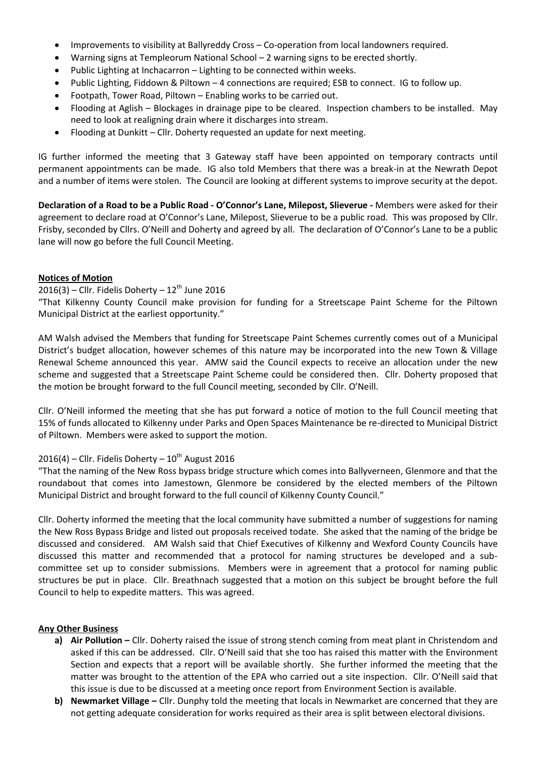- Improvements to visibility at Ballyreddy Cross – Co-operation from local landowners required.
- Warning signs at Templeorum National School – 2 warning signs to be erected shortly.
- Public Lighting at Inchacarron – Lighting to be connected within weeks.
- Public Lighting, Fiddown & Piltown – 4 connections are required; ESB to connect. IG to follow up.
- Footpath, Tower Road, Piltown – Enabling works to be carried out.
- Flooding at Aglish – Blockages in drainage pipe to be cleared. Inspection chambers to be installed. May need to look at realigning drain where it discharges into stream.
- Flooding at Dunkitt – Cllr. Doherty requested an update for next meeting.

IG further informed the meeting that 3 Gateway staff have been appointed on temporary contracts until permanent appointments can be made. IG also told Members that there was a break-in at the Newrath Depot and a number of items were stolen. The Council are looking at different systems to improve security at the depot.

**Declaration of a Road to be a Public Road - O'Connor's Lane, Milepost, Slieverue -** Members were asked for their agreement to declare road at O'Connor's Lane, Milepost, Slieverue to be a public road. This was proposed by Cllr. Frisby, seconded by Cllrs. O'Neill and Doherty and agreed by all. The declaration of O'Connor's Lane to be a public lane will now go before the full Council Meeting.

**Notices of Motion**

2016(3) – Cllr. Fidelis Doherty – 12th June 2016

"That Kilkenny County Council make provision for funding for a Streetscape Paint Scheme for the Piltown Municipal District at the earliest opportunity."

AM Walsh advised the Members that funding for Streetscape Paint Schemes currently comes out of a Municipal District's budget allocation, however schemes of this nature may be incorporated into the new Town & Village Renewal Scheme announced this year. AMW said the Council expects to receive an allocation under the new scheme and suggested that a Streetscape Paint Scheme could be considered then. Cllr. Doherty proposed that the motion be brought forward to the full Council meeting, seconded by Cllr. O'Neill.

Cllr. O'Neill informed the meeting that she has put forward a notice of motion to the full Council meeting that 15% of funds allocated to Kilkenny under Parks and Open Spaces Maintenance be re-directed to Municipal District of Piltown. Members were asked to support the motion.

2016(4) – Cllr. Fidelis Doherty – 10th August 2016

"That the naming of the New Ross bypass bridge structure which comes into Ballyverneen, Glenmore and that the roundabout that comes into Jamestown, Glenmore be considered by the elected members of the Piltown Municipal District and brought forward to the full council of Kilkenny County Council."

Cllr. Doherty informed the meeting that the local community have submitted a number of suggestions for naming the New Ross Bypass Bridge and listed out proposals received todate. She asked that the naming of the bridge be discussed and considered. AM Walsh said that Chief Executives of Kilkenny and Wexford County Councils have discussed this matter and recommended that a protocol for naming structures be developed and a sub-committee set up to consider submissions. Members were in agreement that a protocol for naming public structures be put in place. Cllr. Breathnach suggested that a motion on this subject be brought before the full Council to help to expedite matters. This was agreed.

**Any Other Business**

a) **Air Pollution –** Cllr. Doherty raised the issue of strong stench coming from meat plant in Christendom and asked if this can be addressed. Cllr. O'Neill said that she too has raised this matter with the Environment Section and expects that a report will be available shortly. She further informed the meeting that the matter was brought to the attention of the EPA who carried out a site inspection. Cllr. O'Neill said that this issue is due to be discussed at a meeting once report from Environment Section is available.
b) **Newmarket Village –** Cllr. Dunphy told the meeting that locals in Newmarket are concerned that they are not getting adequate consideration for works required as their area is split between electoral divisions.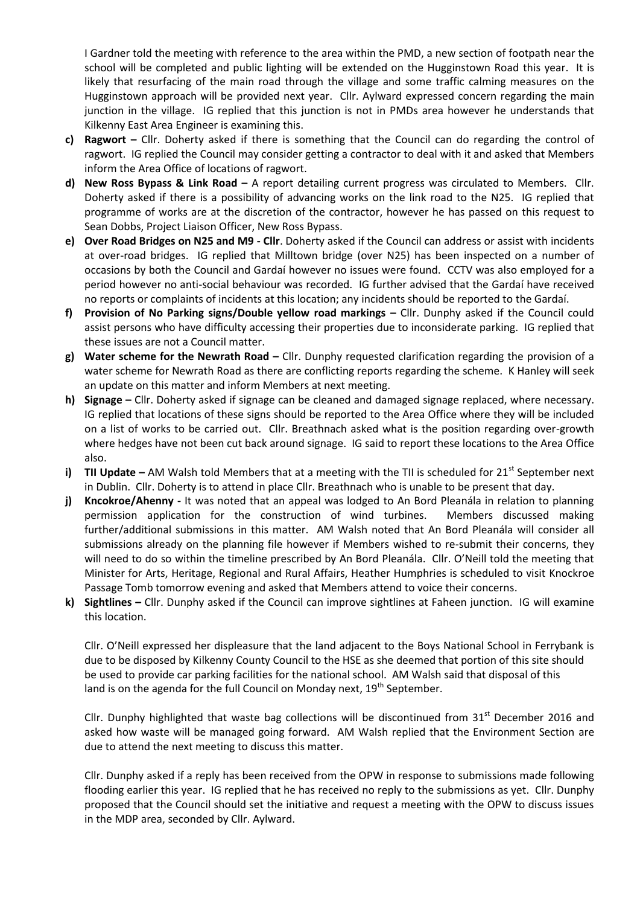I Gardner told the meeting with reference to the area within the PMD, a new section of footpath near the school will be completed and public lighting will be extended on the Hugginstown Road this year. It is likely that resurfacing of the main road through the village and some traffic calming measures on the Hugginstown approach will be provided next year. Cllr. Aylward expressed concern regarding the main junction in the village. IG replied that this junction is not in PMDs area however he understands that Kilkenny East Area Engineer is examining this.

c) **Ragwort –** Cllr. Doherty asked if there is something that the Council can do regarding the control of ragwort. IG replied the Council may consider getting a contractor to deal with it and asked that Members inform the Area Office of locations of ragwort.

d) **New Ross Bypass & Link Road –** A report detailing current progress was circulated to Members. Cllr. Doherty asked if there is a possibility of advancing works on the link road to the N25. IG replied that programme of works are at the discretion of the contractor, however he has passed on this request to Sean Dobbs, Project Liaison Officer, New Ross Bypass.

e) **Over Road Bridges on N25 and M9 - Cllr**. Doherty asked if the Council can address or assist with incidents at over-road bridges. IG replied that Milltown bridge (over N25) has been inspected on a number of occasions by both the Council and Gardaí however no issues were found. CCTV was also employed for a period however no anti-social behaviour was recorded. IG further advised that the Gardaí have received no reports or complaints of incidents at this location; any incidents should be reported to the Gardaí.

f) **Provision of No Parking signs/Double yellow road markings –** Cllr. Dunphy asked if the Council could assist persons who have difficulty accessing their properties due to inconsiderate parking. IG replied that these issues are not a Council matter.

g) **Water scheme for the Newrath Road –** Cllr. Dunphy requested clarification regarding the provision of a water scheme for Newrath Road as there are conflicting reports regarding the scheme. K Hanley will seek an update on this matter and inform Members at next meeting.

h) **Signage –** Cllr. Doherty asked if signage can be cleaned and damaged signage replaced, where necessary. IG replied that locations of these signs should be reported to the Area Office where they will be included on a list of works to be carried out. Cllr. Breathnach asked what is the position regarding over-growth where hedges have not been cut back around signage. IG said to report these locations to the Area Office also.

i) **TII Update –** AM Walsh told Members that at a meeting with the TII is scheduled for 21st September next in Dublin. Cllr. Doherty is to attend in place Cllr. Breathnach who is unable to be present that day.

j) **Kncokroe/Ahenny -** It was noted that an appeal was lodged to An Bord Pleanála in relation to planning permission application for the construction of wind turbines. Members discussed making further/additional submissions in this matter. AM Walsh noted that An Bord Pleanála will consider all submissions already on the planning file however if Members wished to re-submit their concerns, they will need to do so within the timeline prescribed by An Bord Pleanála. Cllr. O'Neill told the meeting that Minister for Arts, Heritage, Regional and Rural Affairs, Heather Humphries is scheduled to visit Knockroe Passage Tomb tomorrow evening and asked that Members attend to voice their concerns.

k) **Sightlines –** Cllr. Dunphy asked if the Council can improve sightlines at Faheen junction. IG will examine this location.

Cllr. O'Neill expressed her displeasure that the land adjacent to the Boys National School in Ferrybank is due to be disposed by Kilkenny County Council to the HSE as she deemed that portion of this site should be used to provide car parking facilities for the national school. AM Walsh said that disposal of this land is on the agenda for the full Council on Monday next, 19th September.

Cllr. Dunphy highlighted that waste bag collections will be discontinued from 31st December 2016 and asked how waste will be managed going forward. AM Walsh replied that the Environment Section are due to attend the next meeting to discuss this matter.

Cllr. Dunphy asked if a reply has been received from the OPW in response to submissions made following flooding earlier this year. IG replied that he has received no reply to the submissions as yet. Cllr. Dunphy proposed that the Council should set the initiative and request a meeting with the OPW to discuss issues in the MDP area, seconded by Cllr. Aylward.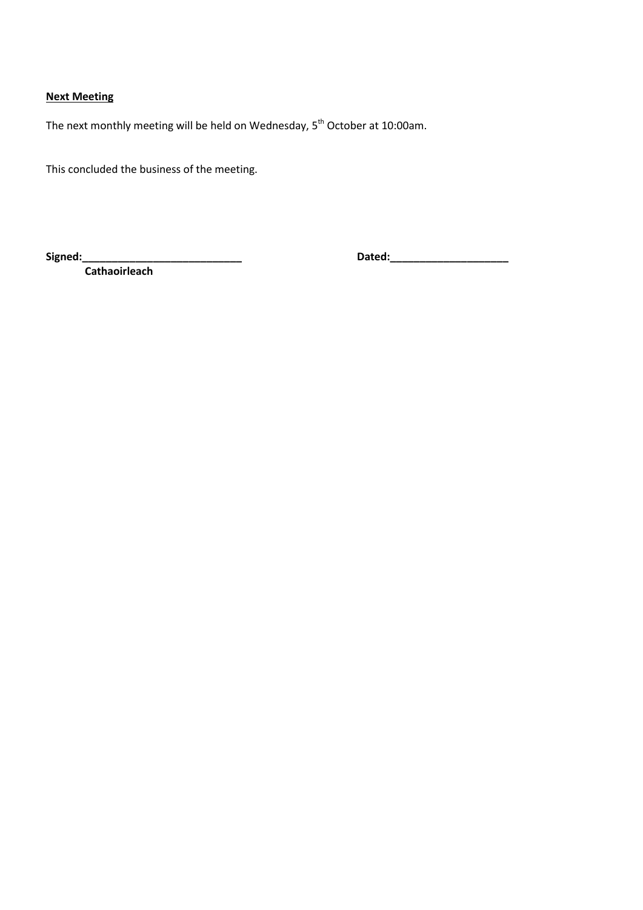**<u>Next Meeting</u>**

The next monthly meeting will be held on Wednesday, 5th October at 10:00am.

This concluded the business of the meeting.

**Signed:\_\_\_\_\_\_\_\_\_\_\_\_\_\_\_\_\_\_\_\_\_\_\_\_\_\_\_** **Dated:\_\_\_\_\_\_\_\_\_\_\_\_\_\_\_\_\_\_\_\_**

**Cathaoirleach**